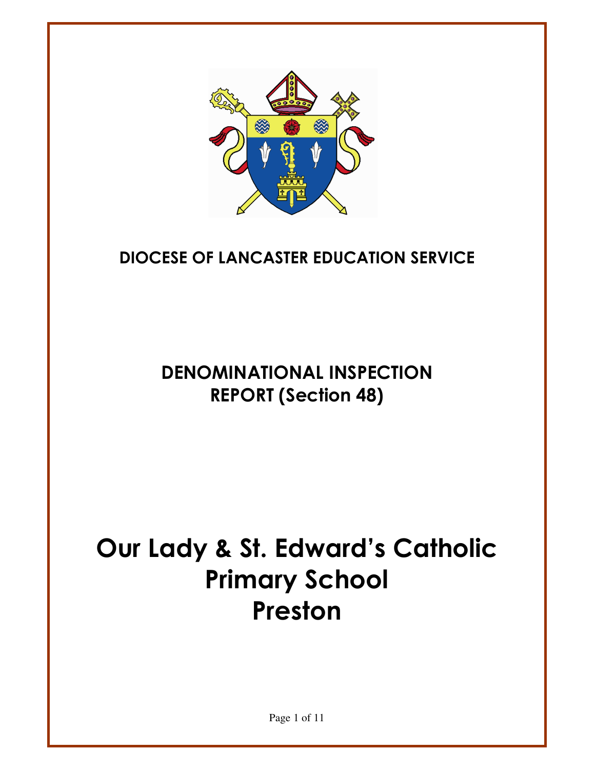# DIOCESE OF LANCASTER EDUCATION SERVICE

## DENOMINATIONAL INSPECTION REPORT (Section 48)

# Our Lady & St. Edward's Catholic Primary School Preston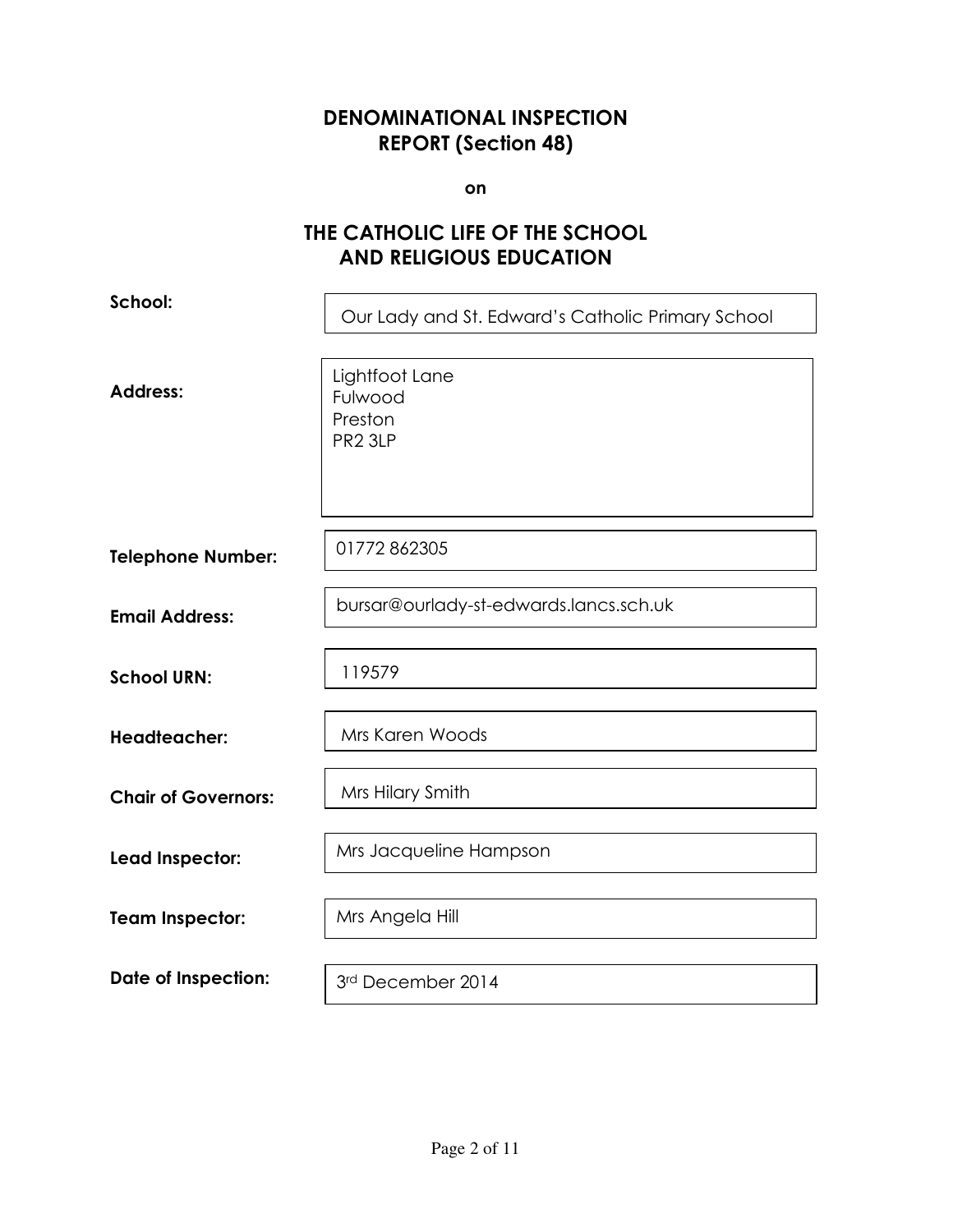# DENOMINATIONAL INSPECTION REPORT (Section 48)

**on**

# THE CATHOLIC LIFE OF THE SCHOOL AND RELIGIOUS EDUCATION

| | |
|---|---|
| **School:** | Our Lady and St. Edward's Catholic Primary School |
| **Address:** | Lightfoot Lane<br>Fulwood<br>Preston<br>PR2 3LP |
| **Telephone Number:** | 01772 862305 |
| **Email Address:** | bursar@ourlady-st-edwards.lancs.sch.uk |
| **School URN:** | 119579 |
| **Headteacher:** | Mrs Karen Woods |
| **Chair of Governors:** | Mrs Hilary Smith |
| **Lead Inspector:** | Mrs Jacqueline Hampson |
| **Team Inspector:** | Mrs Angela Hill |
| **Date of Inspection:** | 3rd December 2014 |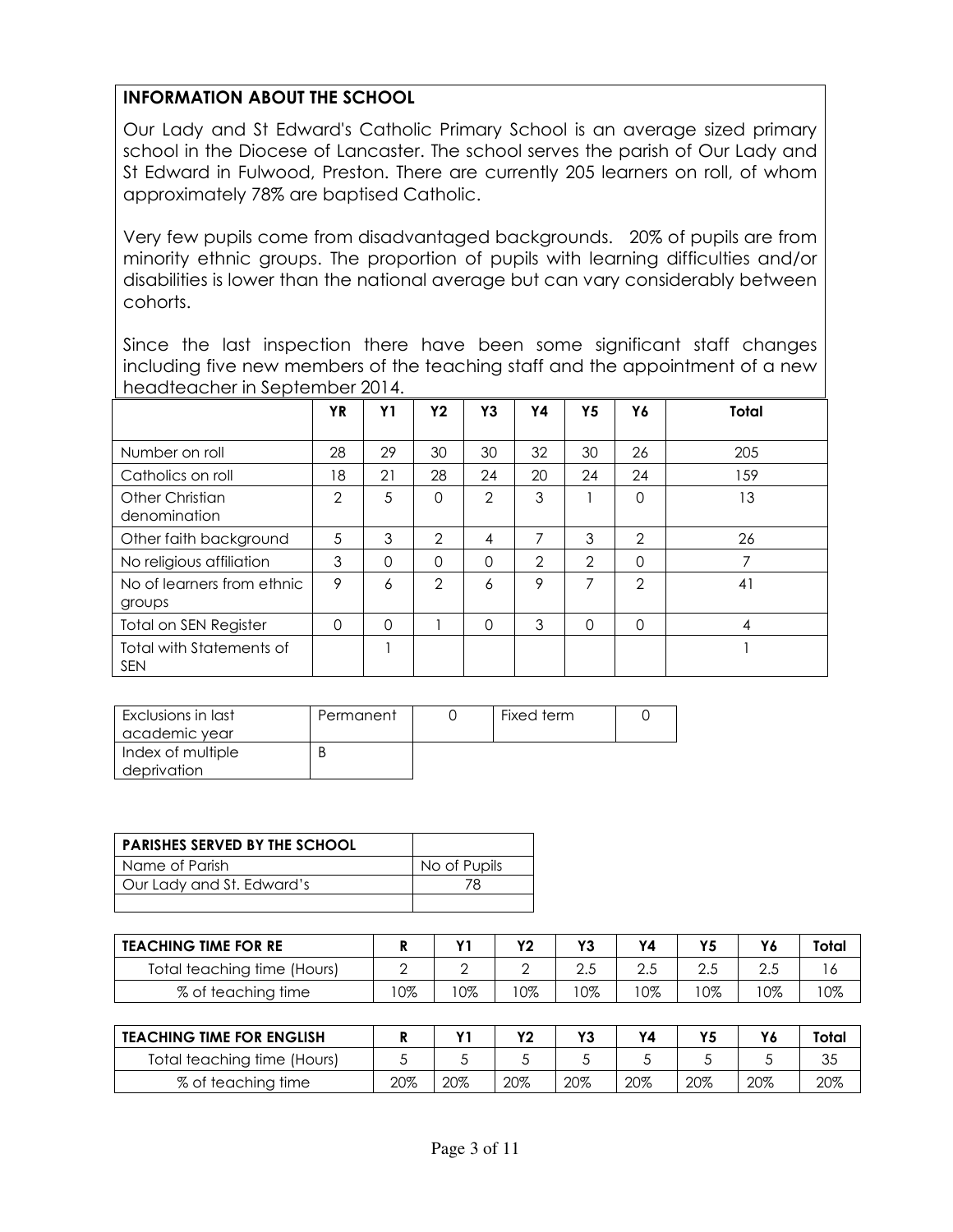## INFORMATION ABOUT THE SCHOOL

Our Lady and St Edward's Catholic Primary School is an average sized primary school in the Diocese of Lancaster. The school serves the parish of Our Lady and St Edward in Fulwood, Preston. There are currently 205 learners on roll, of whom approximately 78% are baptised Catholic.

Very few pupils come from disadvantaged backgrounds. 20% of pupils are from minority ethnic groups. The proportion of pupils with learning difficulties and/or disabilities is lower than the national average but can vary considerably between cohorts.

Since the last inspection there have been some significant staff changes including five new members of the teaching staff and the appointment of a new headteacher in September 2014.

| | YR | Y1 | Y2 | Y3 | Y4 | Y5 | Y6 | Total |
|---|---|---|---|---|---|---|---|---|
| Number on roll | 28 | 29 | 30 | 30 | 32 | 30 | 26 | 205 |
| Catholics on roll | 18 | 21 | 28 | 24 | 20 | 24 | 24 | 159 |
| Other Christian denomination | 2 | 5 | 0 | 2 | 3 | 1 | 0 | 13 |
| Other faith background | 5 | 3 | 2 | 4 | 7 | 3 | 2 | 26 |
| No religious affiliation | 3 | 0 | 0 | 0 | 2 | 2 | 0 | 7 |
| No of learners from ethnic groups | 9 | 6 | 2 | 6 | 9 | 7 | 2 | 41 |
| Total on SEN Register | 0 | 0 | 1 | 0 | 3 | 0 | 0 | 4 |
| Total with Statements of SEN | | 1 | | | | | | 1 |

| Exclusions in last academic year | Permanent | 0 | Fixed term | 0 |
|---|---|---|---|---|
| Index of multiple deprivation | B | | | |

| PARISHES SERVED BY THE SCHOOL | |
|---|---|
| Name of Parish | No of Pupils |
| Our Lady and St. Edward's | 78 |
| | |

| TEACHING TIME FOR RE | R | Y1 | Y2 | Y3 | Y4 | Y5 | Y6 | Total |
|---|---|---|---|---|---|---|---|---|
| Total teaching time (Hours) | 2 | 2 | 2 | 2.5 | 2.5 | 2.5 | 2.5 | 16 |
| % of teaching time | 10% | 10% | 10% | 10% | 10% | 10% | 10% | 10% |

| TEACHING TIME FOR ENGLISH | R | Y1 | Y2 | Y3 | Y4 | Y5 | Y6 | Total |
|---|---|---|---|---|---|---|---|---|
| Total teaching time (Hours) | 5 | 5 | 5 | 5 | 5 | 5 | 5 | 35 |
| % of teaching time | 20% | 20% | 20% | 20% | 20% | 20% | 20% | 20% |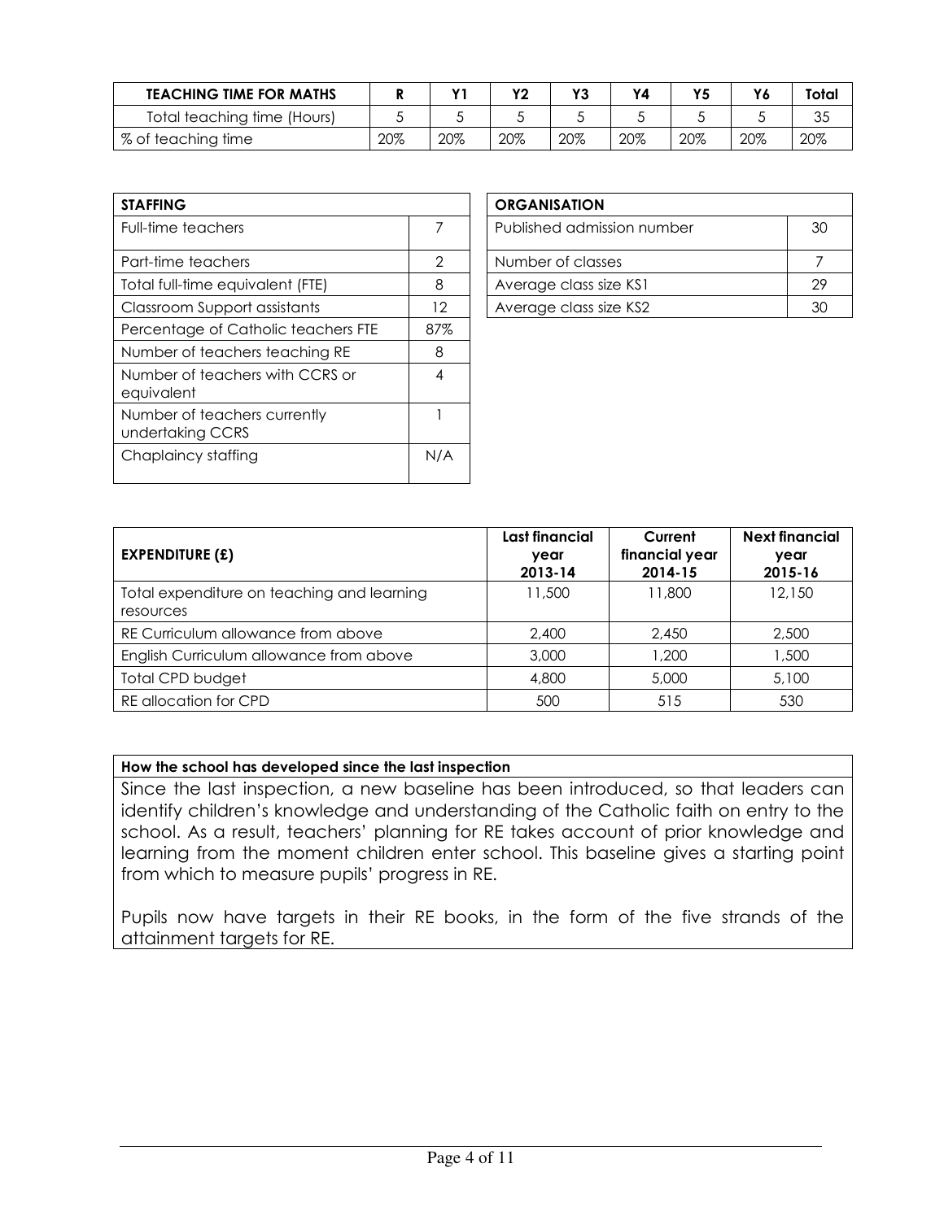| TEACHING TIME FOR MATHS | R | Y1 | Y2 | Y3 | Y4 | Y5 | Y6 | Total |
|---|---|---|---|---|---|---|---|---|
| Total teaching time (Hours) | 5 | 5 | 5 | 5 | 5 | 5 | 5 | 35 |
| % of teaching time | 20% | 20% | 20% | 20% | 20% | 20% | 20% | 20% |

| STAFFING | |
|---|---|
| Full-time teachers | 7 |
| Part-time teachers | 2 |
| Total full-time equivalent (FTE) | 8 |
| Classroom Support assistants | 12 |
| Percentage of Catholic teachers FTE | 87% |
| Number of teachers teaching RE | 8 |
| Number of teachers with CCRS or equivalent | 4 |
| Number of teachers currently undertaking CCRS | 1 |
| Chaplaincy staffing | N/A |

| ORGANISATION | |
|---|---|
| Published admission number | 30 |
| Number of classes | 7 |
| Average class size KS1 | 29 |
| Average class size KS2 | 30 |

| EXPENDITURE (£) | Last financial year 2013-14 | Current financial year 2014-15 | Next financial year 2015-16 |
|---|---|---|---|
| Total expenditure on teaching and learning resources | 11,500 | 11,800 | 12,150 |
| RE Curriculum allowance from above | 2,400 | 2,450 | 2,500 |
| English Curriculum allowance from above | 3,000 | 1,200 | 1,500 |
| Total CPD budget | 4,800 | 5,000 | 5,100 |
| RE allocation for CPD | 500 | 515 | 530 |

**How the school has developed since the last inspection**

Since the last inspection, a new baseline has been introduced, so that leaders can identify children's knowledge and understanding of the Catholic faith on entry to the school. As a result, teachers' planning for RE takes account of prior knowledge and learning from the moment children enter school. This baseline gives a starting point from which to measure pupils' progress in RE.

Pupils now have targets in their RE books, in the form of the five strands of the attainment targets for RE.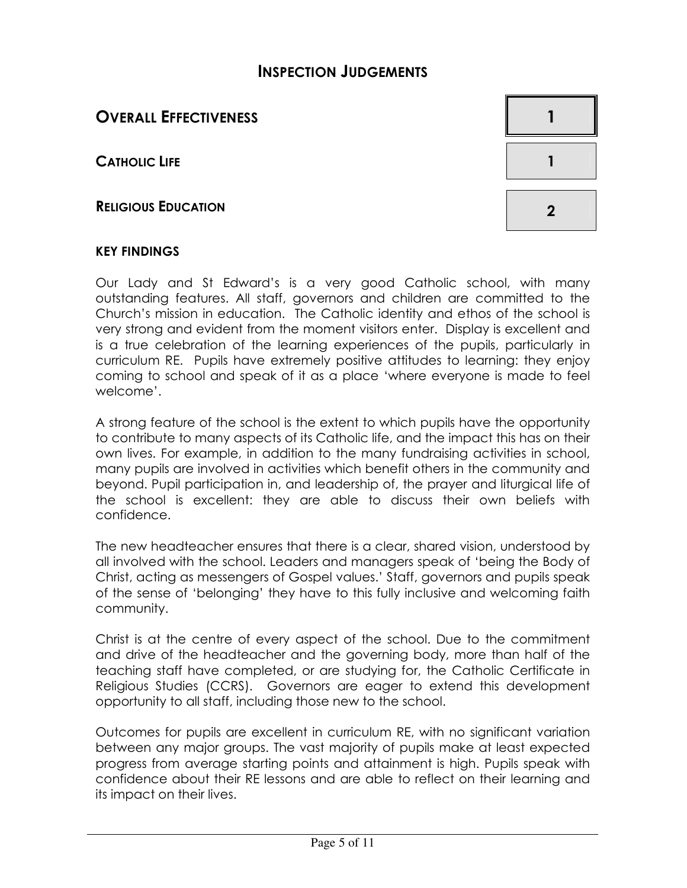# INSPECTION JUDGEMENTS

| | |
|---|---|
| **OVERALL EFFECTIVENESS** | **1** |
| **CATHOLIC LIFE** | **1** |
| **RELIGIOUS EDUCATION** | **2** |

### KEY FINDINGS

Our Lady and St Edward's is a very good Catholic school, with many outstanding features. All staff, governors and children are committed to the Church's mission in education. The Catholic identity and ethos of the school is very strong and evident from the moment visitors enter. Display is excellent and is a true celebration of the learning experiences of the pupils, particularly in curriculum RE. Pupils have extremely positive attitudes to learning: they enjoy coming to school and speak of it as a place 'where everyone is made to feel welcome'.

A strong feature of the school is the extent to which pupils have the opportunity to contribute to many aspects of its Catholic life, and the impact this has on their own lives. For example, in addition to the many fundraising activities in school, many pupils are involved in activities which benefit others in the community and beyond. Pupil participation in, and leadership of, the prayer and liturgical life of the school is excellent: they are able to discuss their own beliefs with confidence.

The new headteacher ensures that there is a clear, shared vision, understood by all involved with the school. Leaders and managers speak of 'being the Body of Christ, acting as messengers of Gospel values.' Staff, governors and pupils speak of the sense of 'belonging' they have to this fully inclusive and welcoming faith community.

Christ is at the centre of every aspect of the school. Due to the commitment and drive of the headteacher and the governing body, more than half of the teaching staff have completed, or are studying for, the Catholic Certificate in Religious Studies (CCRS). Governors are eager to extend this development opportunity to all staff, including those new to the school.

Outcomes for pupils are excellent in curriculum RE, with no significant variation between any major groups. The vast majority of pupils make at least expected progress from average starting points and attainment is high. Pupils speak with confidence about their RE lessons and are able to reflect on their learning and its impact on their lives.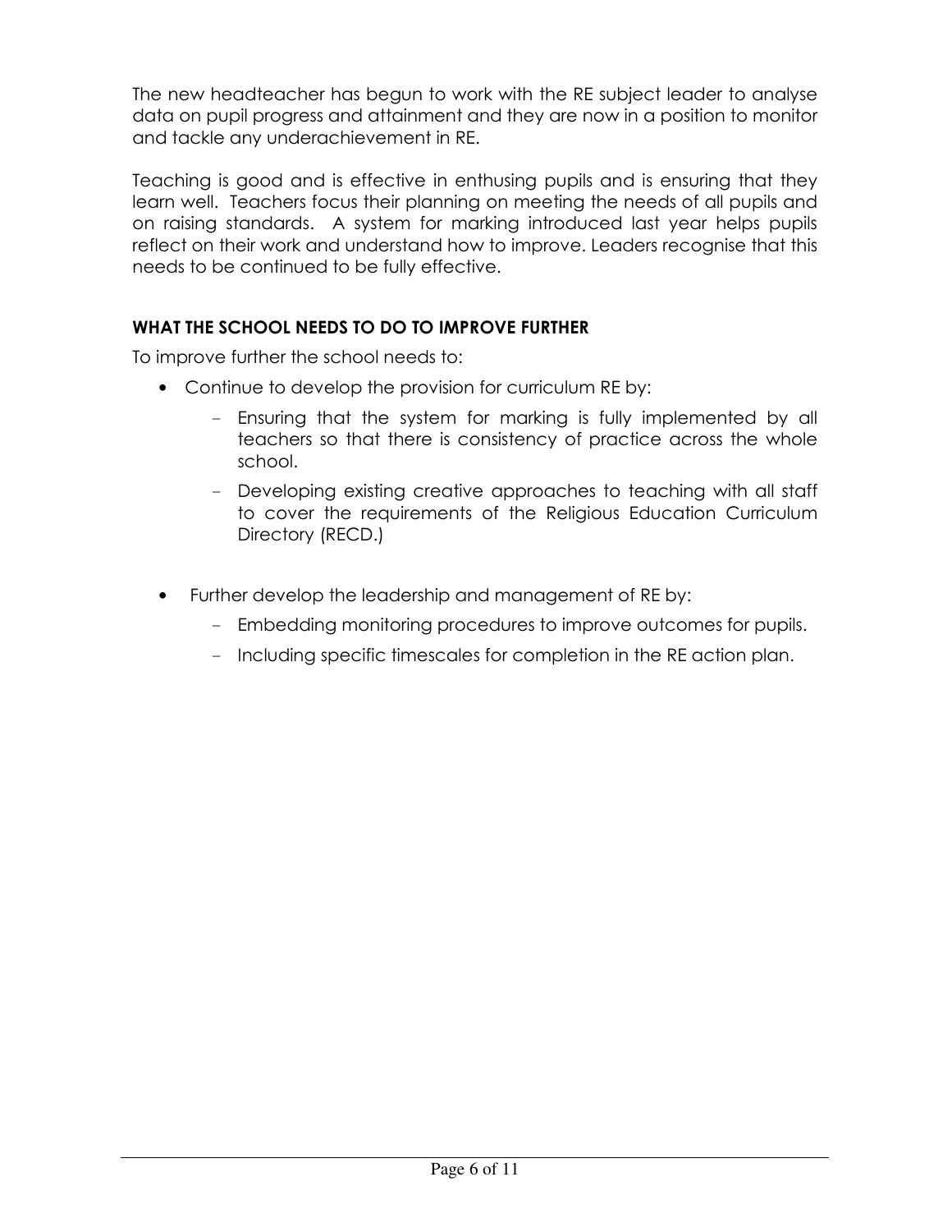The new headteacher has begun to work with the RE subject leader to analyse data on pupil progress and attainment and they are now in a position to monitor and tackle any underachievement in RE.

Teaching is good and is effective in enthusing pupils and is ensuring that they learn well. Teachers focus their planning on meeting the needs of all pupils and on raising standards. A system for marking introduced last year helps pupils reflect on their work and understand how to improve. Leaders recognise that this needs to be continued to be fully effective.

### WHAT THE SCHOOL NEEDS TO DO TO IMPROVE FURTHER

To improve further the school needs to:

- Continue to develop the provision for curriculum RE by:
  - Ensuring that the system for marking is fully implemented by all teachers so that there is consistency of practice across the whole school.
  - Developing existing creative approaches to teaching with all staff to cover the requirements of the Religious Education Curriculum Directory (RECD.)

- Further develop the leadership and management of RE by:
  - Embedding monitoring procedures to improve outcomes for pupils.
  - Including specific timescales for completion in the RE action plan.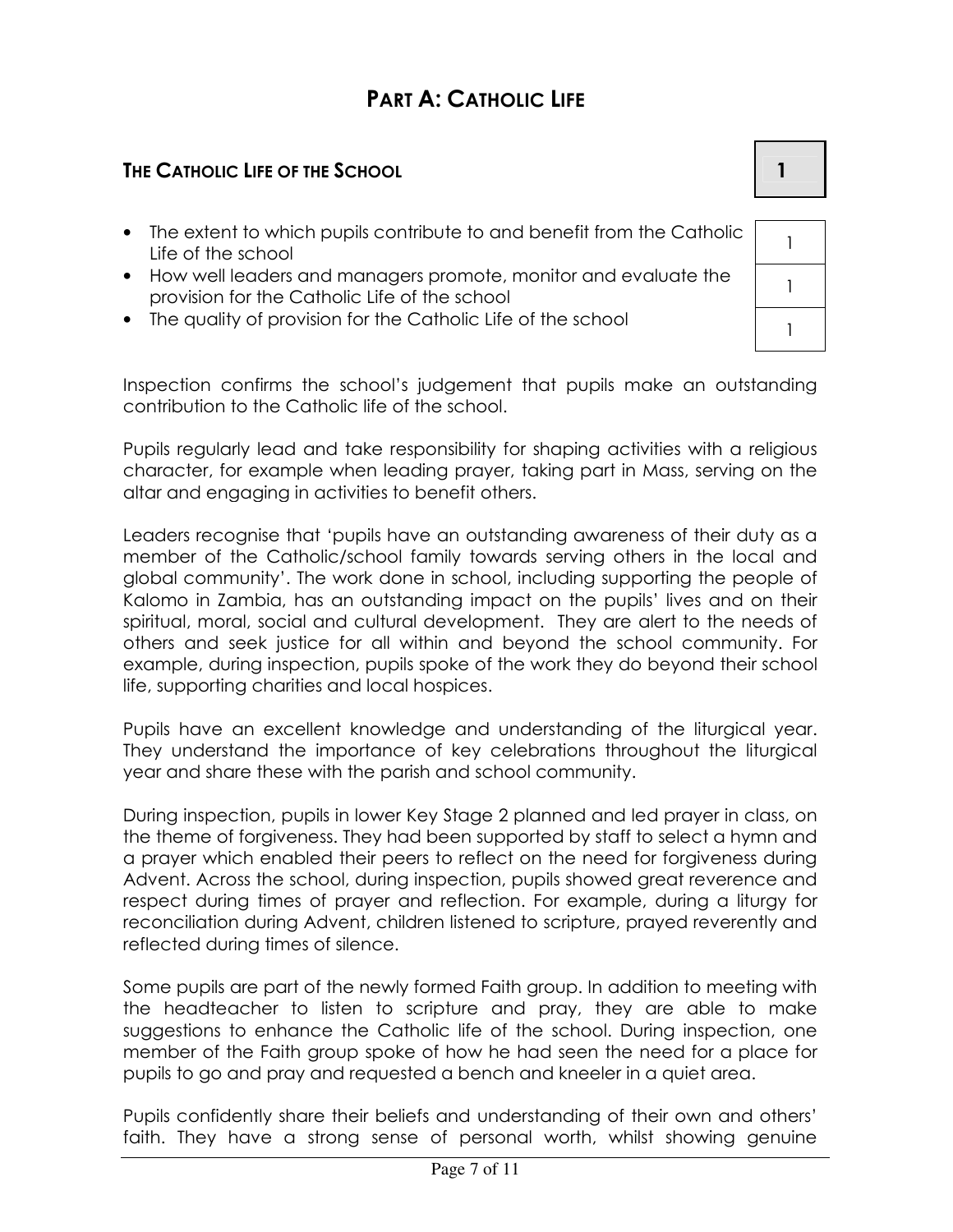# PART A: CATHOLIC LIFE

## THE CATHOLIC LIFE OF THE SCHOOL — 1

| | |
|---|---|
| The extent to which pupils contribute to and benefit from the Catholic Life of the school | 1 |
| How well leaders and managers promote, monitor and evaluate the provision for the Catholic Life of the school | 1 |
| The quality of provision for the Catholic Life of the school | 1 |

Inspection confirms the school's judgement that pupils make an outstanding contribution to the Catholic life of the school.

Pupils regularly lead and take responsibility for shaping activities with a religious character, for example when leading prayer, taking part in Mass, serving on the altar and engaging in activities to benefit others.

Leaders recognise that 'pupils have an outstanding awareness of their duty as a member of the Catholic/school family towards serving others in the local and global community'. The work done in school, including supporting the people of Kalomo in Zambia, has an outstanding impact on the pupils' lives and on their spiritual, moral, social and cultural development. They are alert to the needs of others and seek justice for all within and beyond the school community. For example, during inspection, pupils spoke of the work they do beyond their school life, supporting charities and local hospices.

Pupils have an excellent knowledge and understanding of the liturgical year. They understand the importance of key celebrations throughout the liturgical year and share these with the parish and school community.

During inspection, pupils in lower Key Stage 2 planned and led prayer in class, on the theme of forgiveness. They had been supported by staff to select a hymn and a prayer which enabled their peers to reflect on the need for forgiveness during Advent. Across the school, during inspection, pupils showed great reverence and respect during times of prayer and reflection. For example, during a liturgy for reconciliation during Advent, children listened to scripture, prayed reverently and reflected during times of silence.

Some pupils are part of the newly formed Faith group. In addition to meeting with the headteacher to listen to scripture and pray, they are able to make suggestions to enhance the Catholic life of the school. During inspection, one member of the Faith group spoke of how he had seen the need for a place for pupils to go and pray and requested a bench and kneeler in a quiet area.

Pupils confidently share their beliefs and understanding of their own and others' faith. They have a strong sense of personal worth, whilst showing genuine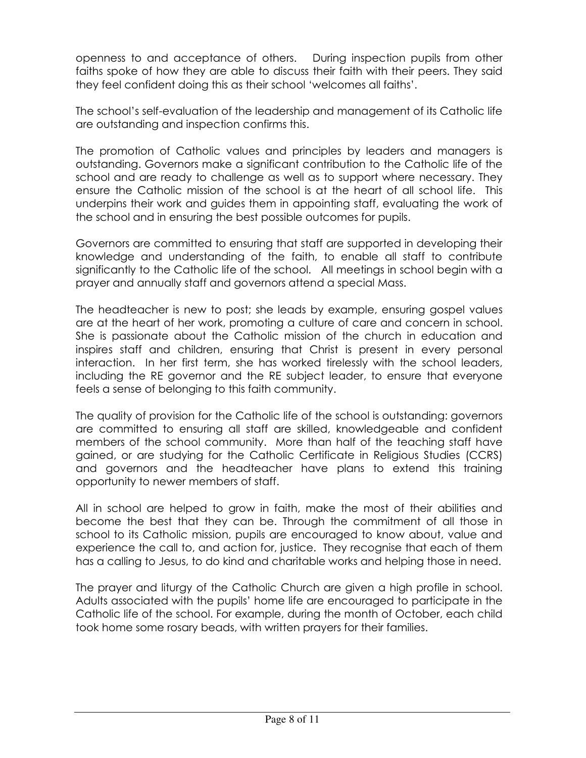openness to and acceptance of others. During inspection pupils from other faiths spoke of how they are able to discuss their faith with their peers. They said they feel confident doing this as their school 'welcomes all faiths'.

The school's self-evaluation of the leadership and management of its Catholic life are outstanding and inspection confirms this.

The promotion of Catholic values and principles by leaders and managers is outstanding. Governors make a significant contribution to the Catholic life of the school and are ready to challenge as well as to support where necessary. They ensure the Catholic mission of the school is at the heart of all school life. This underpins their work and guides them in appointing staff, evaluating the work of the school and in ensuring the best possible outcomes for pupils.

Governors are committed to ensuring that staff are supported in developing their knowledge and understanding of the faith, to enable all staff to contribute significantly to the Catholic life of the school. All meetings in school begin with a prayer and annually staff and governors attend a special Mass.

The headteacher is new to post; she leads by example, ensuring gospel values are at the heart of her work, promoting a culture of care and concern in school. She is passionate about the Catholic mission of the church in education and inspires staff and children, ensuring that Christ is present in every personal interaction. In her first term, she has worked tirelessly with the school leaders, including the RE governor and the RE subject leader, to ensure that everyone feels a sense of belonging to this faith community.

The quality of provision for the Catholic life of the school is outstanding: governors are committed to ensuring all staff are skilled, knowledgeable and confident members of the school community. More than half of the teaching staff have gained, or are studying for the Catholic Certificate in Religious Studies (CCRS) and governors and the headteacher have plans to extend this training opportunity to newer members of staff.

All in school are helped to grow in faith, make the most of their abilities and become the best that they can be. Through the commitment of all those in school to its Catholic mission, pupils are encouraged to know about, value and experience the call to, and action for, justice. They recognise that each of them has a calling to Jesus, to do kind and charitable works and helping those in need.

The prayer and liturgy of the Catholic Church are given a high profile in school. Adults associated with the pupils' home life are encouraged to participate in the Catholic life of the school. For example, during the month of October, each child took home some rosary beads, with written prayers for their families.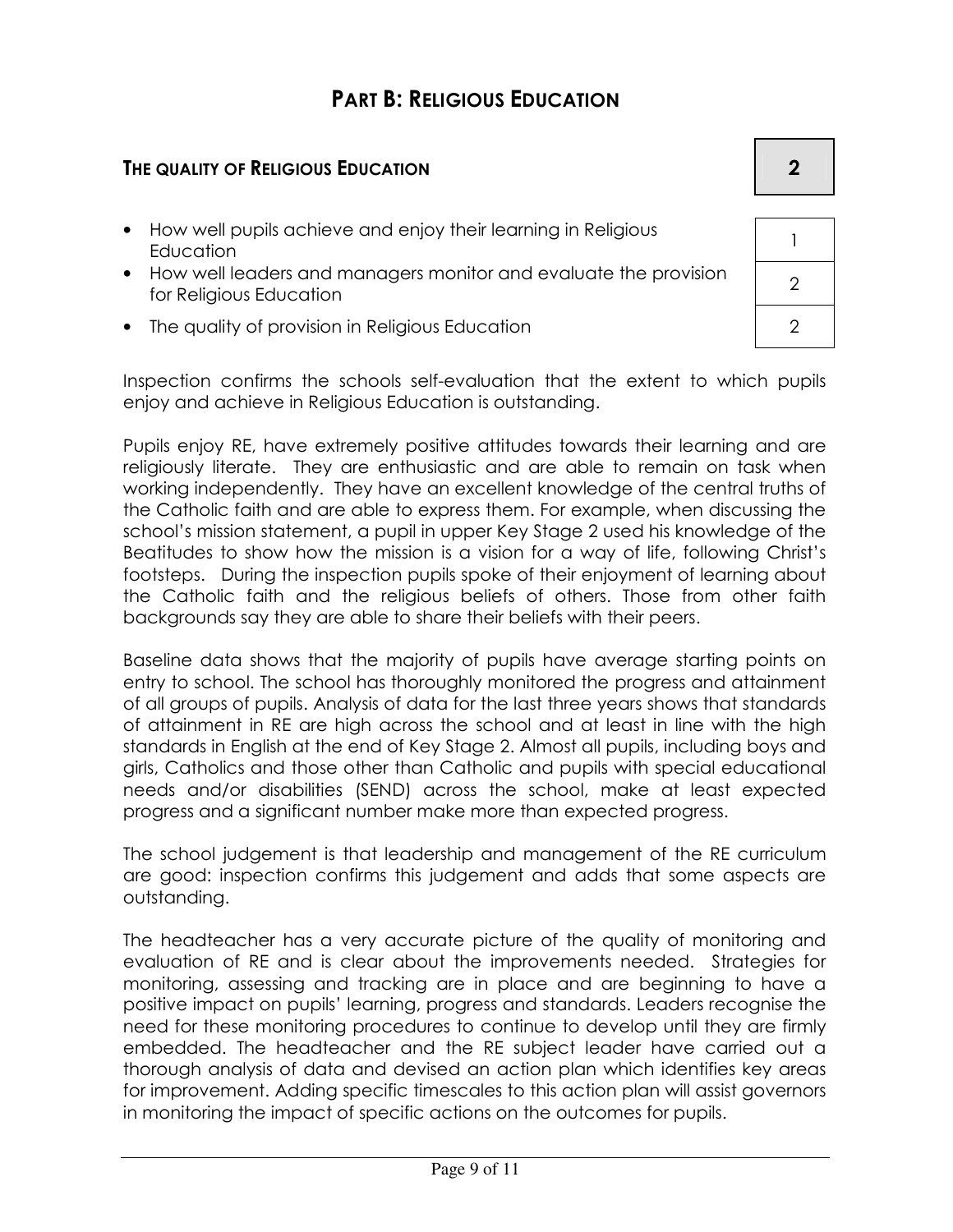# PART B: RELIGIOUS EDUCATION

## THE QUALITY OF RELIGIOUS EDUCATION

| THE QUALITY OF RELIGIOUS EDUCATION | 2 |
|---|---|
| How well pupils achieve and enjoy their learning in Religious Education | 1 |
| How well leaders and managers monitor and evaluate the provision for Religious Education | 2 |
| The quality of provision in Religious Education | 2 |

Inspection confirms the schools self-evaluation that the extent to which pupils enjoy and achieve in Religious Education is outstanding.

Pupils enjoy RE, have extremely positive attitudes towards their learning and are religiously literate. They are enthusiastic and are able to remain on task when working independently. They have an excellent knowledge of the central truths of the Catholic faith and are able to express them. For example, when discussing the school's mission statement, a pupil in upper Key Stage 2 used his knowledge of the Beatitudes to show how the mission is a vision for a way of life, following Christ's footsteps. During the inspection pupils spoke of their enjoyment of learning about the Catholic faith and the religious beliefs of others. Those from other faith backgrounds say they are able to share their beliefs with their peers.

Baseline data shows that the majority of pupils have average starting points on entry to school. The school has thoroughly monitored the progress and attainment of all groups of pupils. Analysis of data for the last three years shows that standards of attainment in RE are high across the school and at least in line with the high standards in English at the end of Key Stage 2. Almost all pupils, including boys and girls, Catholics and those other than Catholic and pupils with special educational needs and/or disabilities (SEND) across the school, make at least expected progress and a significant number make more than expected progress.

The school judgement is that leadership and management of the RE curriculum are good: inspection confirms this judgement and adds that some aspects are outstanding.

The headteacher has a very accurate picture of the quality of monitoring and evaluation of RE and is clear about the improvements needed. Strategies for monitoring, assessing and tracking are in place and are beginning to have a positive impact on pupils' learning, progress and standards. Leaders recognise the need for these monitoring procedures to continue to develop until they are firmly embedded. The headteacher and the RE subject leader have carried out a thorough analysis of data and devised an action plan which identifies key areas for improvement. Adding specific timescales to this action plan will assist governors in monitoring the impact of specific actions on the outcomes for pupils.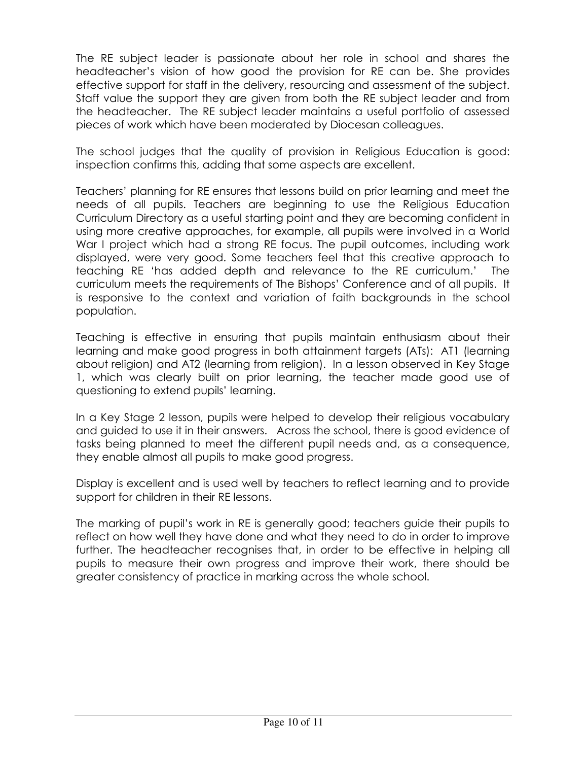The RE subject leader is passionate about her role in school and shares the headteacher's vision of how good the provision for RE can be. She provides effective support for staff in the delivery, resourcing and assessment of the subject. Staff value the support they are given from both the RE subject leader and from the headteacher. The RE subject leader maintains a useful portfolio of assessed pieces of work which have been moderated by Diocesan colleagues.

The school judges that the quality of provision in Religious Education is good: inspection confirms this, adding that some aspects are excellent.

Teachers' planning for RE ensures that lessons build on prior learning and meet the needs of all pupils. Teachers are beginning to use the Religious Education Curriculum Directory as a useful starting point and they are becoming confident in using more creative approaches, for example, all pupils were involved in a World War I project which had a strong RE focus. The pupil outcomes, including work displayed, were very good. Some teachers feel that this creative approach to teaching RE 'has added depth and relevance to the RE curriculum.' The curriculum meets the requirements of The Bishops' Conference and of all pupils. It is responsive to the context and variation of faith backgrounds in the school population.

Teaching is effective in ensuring that pupils maintain enthusiasm about their learning and make good progress in both attainment targets (ATs): AT1 (learning about religion) and AT2 (learning from religion). In a lesson observed in Key Stage 1, which was clearly built on prior learning, the teacher made good use of questioning to extend pupils' learning.

In a Key Stage 2 lesson, pupils were helped to develop their religious vocabulary and guided to use it in their answers. Across the school, there is good evidence of tasks being planned to meet the different pupil needs and, as a consequence, they enable almost all pupils to make good progress.

Display is excellent and is used well by teachers to reflect learning and to provide support for children in their RE lessons.

The marking of pupil's work in RE is generally good; teachers guide their pupils to reflect on how well they have done and what they need to do in order to improve further. The headteacher recognises that, in order to be effective in helping all pupils to measure their own progress and improve their work, there should be greater consistency of practice in marking across the whole school.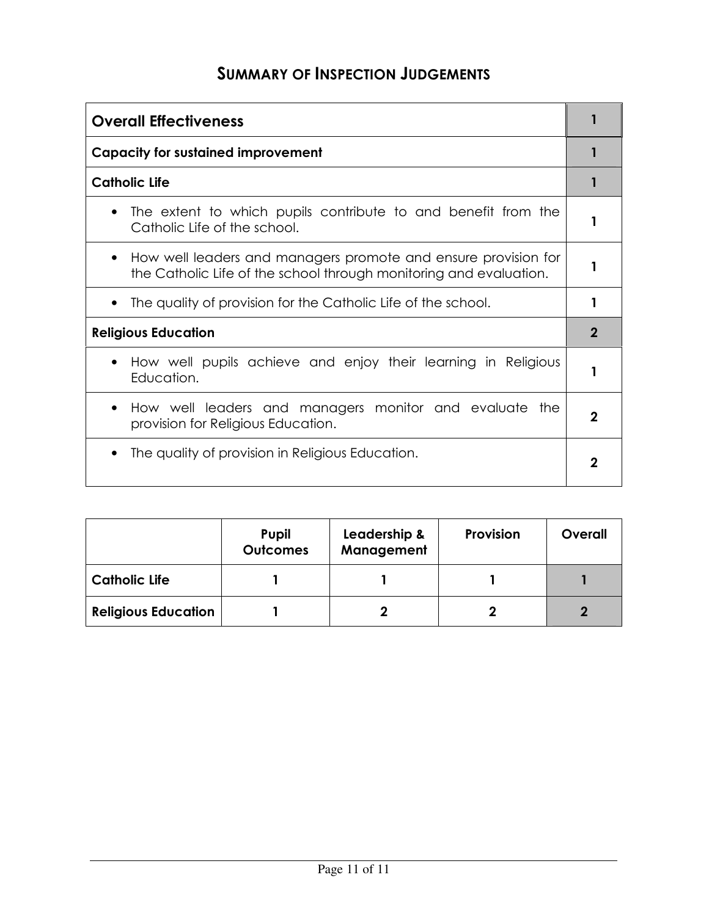## SUMMARY OF INSPECTION JUDGEMENTS

| | |
|---|---|
| **Overall Effectiveness** | **1** |
| **Capacity for sustained improvement** | **1** |
| **Catholic Life** | **1** |
| • The extent to which pupils contribute to and benefit from the Catholic Life of the school. | 1 |
| • How well leaders and managers promote and ensure provision for the Catholic Life of the school through monitoring and evaluation. | 1 |
| • The quality of provision for the Catholic Life of the school. | 1 |
| **Religious Education** | **2** |
| • How well pupils achieve and enjoy their learning in Religious Education. | 1 |
| • How well leaders and managers monitor and evaluate the provision for Religious Education. | 2 |
| • The quality of provision in Religious Education. | 2 |

| | Pupil Outcomes | Leadership & Management | Provision | Overall |
|---|---|---|---|---|
| **Catholic Life** | 1 | 1 | 1 | 1 |
| **Religious Education** | 1 | 2 | 2 | 2 |